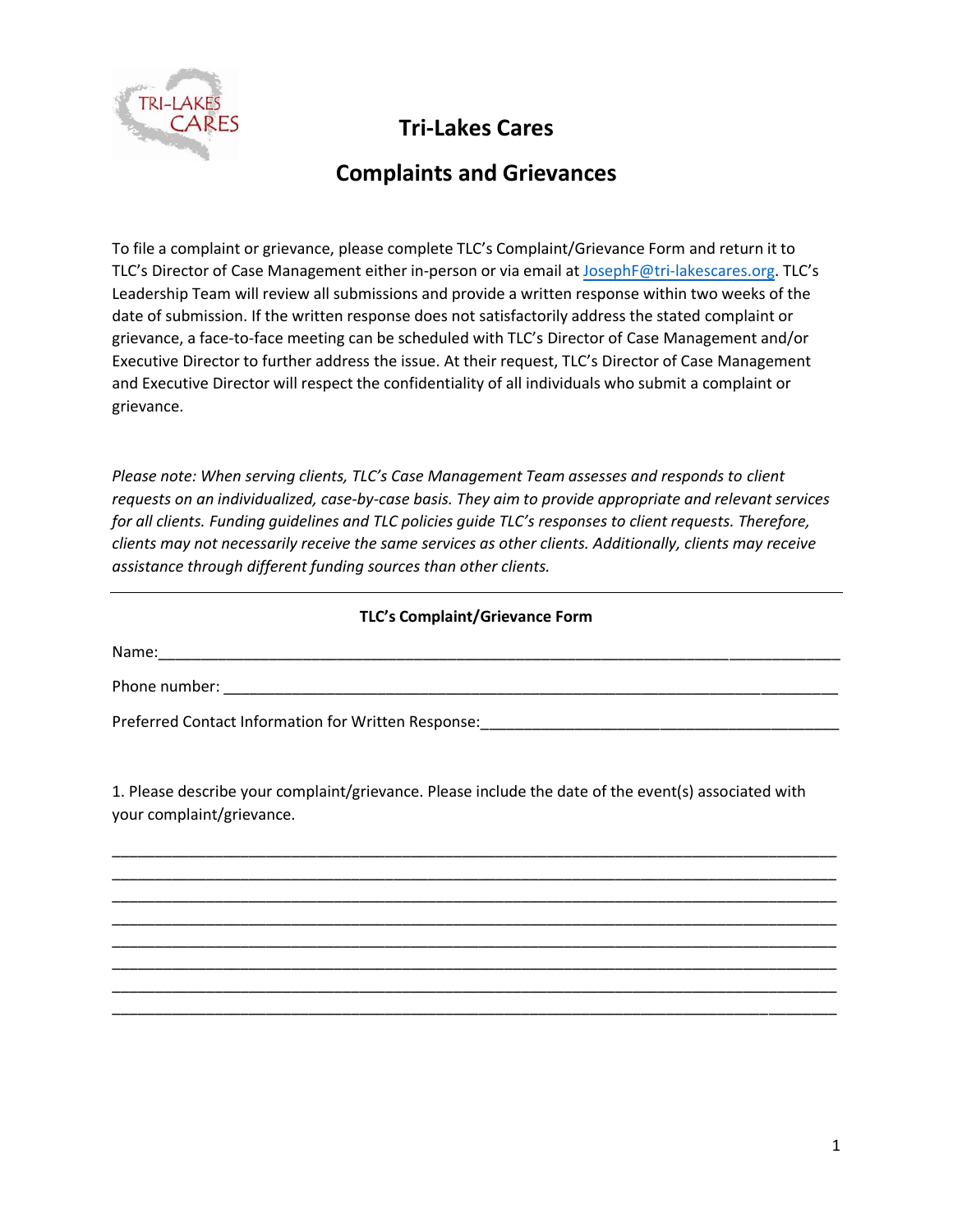# Tri-Lakes Cares

## Complaints and Grievances

To file a complaint or grievance, please complete TLC's Complaint/Grievance Form and return it to TLC's Director of Case Management either in-person or via email at JosephF@tri-lakescares.org. TLC's Leadership Team will review all submissions and provide a written response within two weeks of the date of submission. If the written response does not satisfactorily address the stated complaint or grievance, a face-to-face meeting can be scheduled with TLC's Director of Case Management and/or Executive Director to further address the issue. At their request, TLC's Director of Case Management and Executive Director will respect the confidentiality of all individuals who submit a complaint or grievance.

*Please note: When serving clients, TLC's Case Management Team assesses and responds to client requests on an individualized, case-by-case basis. They aim to provide appropriate and relevant services for all clients. Funding guidelines and TLC policies guide TLC's responses to client requests. Therefore, clients may not necessarily receive the same services as other clients. Additionally, clients may receive assistance through different funding sources than other clients.*

---

**TLC's Complaint/Grievance Form**

Name:_______________________________________________________________________________

Phone number: _______________________________________________________________________

Preferred Contact Information for Written Response:________________________________________

1. Please describe your complaint/grievance. Please include the date of the event(s) associated with your complaint/grievance.

_____________________________________________________________________________________
_____________________________________________________________________________________
_____________________________________________________________________________________
_____________________________________________________________________________________
_____________________________________________________________________________________
_____________________________________________________________________________________
_____________________________________________________________________________________
_____________________________________________________________________________________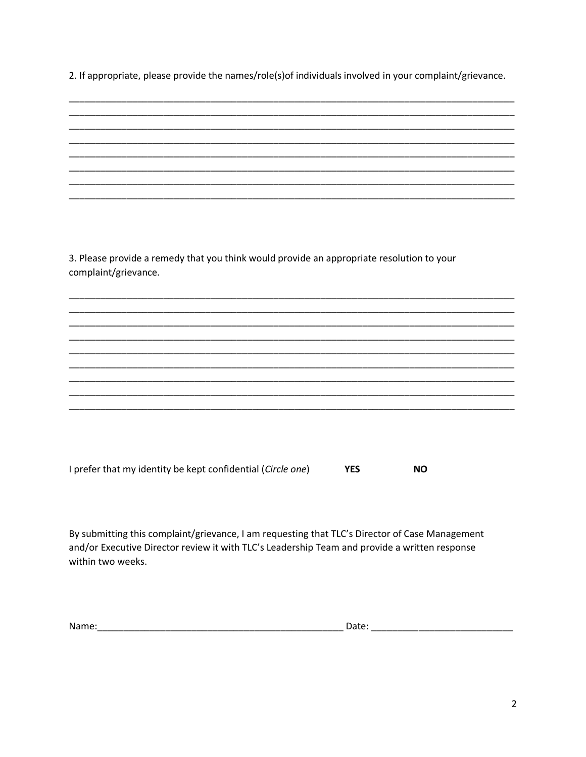2. If appropriate, please provide the names/role(s)of individuals involved in your complaint/grievance.

_________________________________________________________________________________________
_________________________________________________________________________________________
_________________________________________________________________________________________
_________________________________________________________________________________________
_________________________________________________________________________________________
_________________________________________________________________________________________
_________________________________________________________________________________________
_________________________________________________________________________________________

3. Please provide a remedy that you think would provide an appropriate resolution to your complaint/grievance.

_________________________________________________________________________________________
_________________________________________________________________________________________
_________________________________________________________________________________________
_________________________________________________________________________________________
_________________________________________________________________________________________
_________________________________________________________________________________________
_________________________________________________________________________________________
_________________________________________________________________________________________
_________________________________________________________________________________________

I prefer that my identity be kept confidential (*Circle one*) **YES** **NO**

By submitting this complaint/grievance, I am requesting that TLC's Director of Case Management and/or Executive Director review it with TLC's Leadership Team and provide a written response within two weeks.

Name:________________________________________________ Date: ___________________________